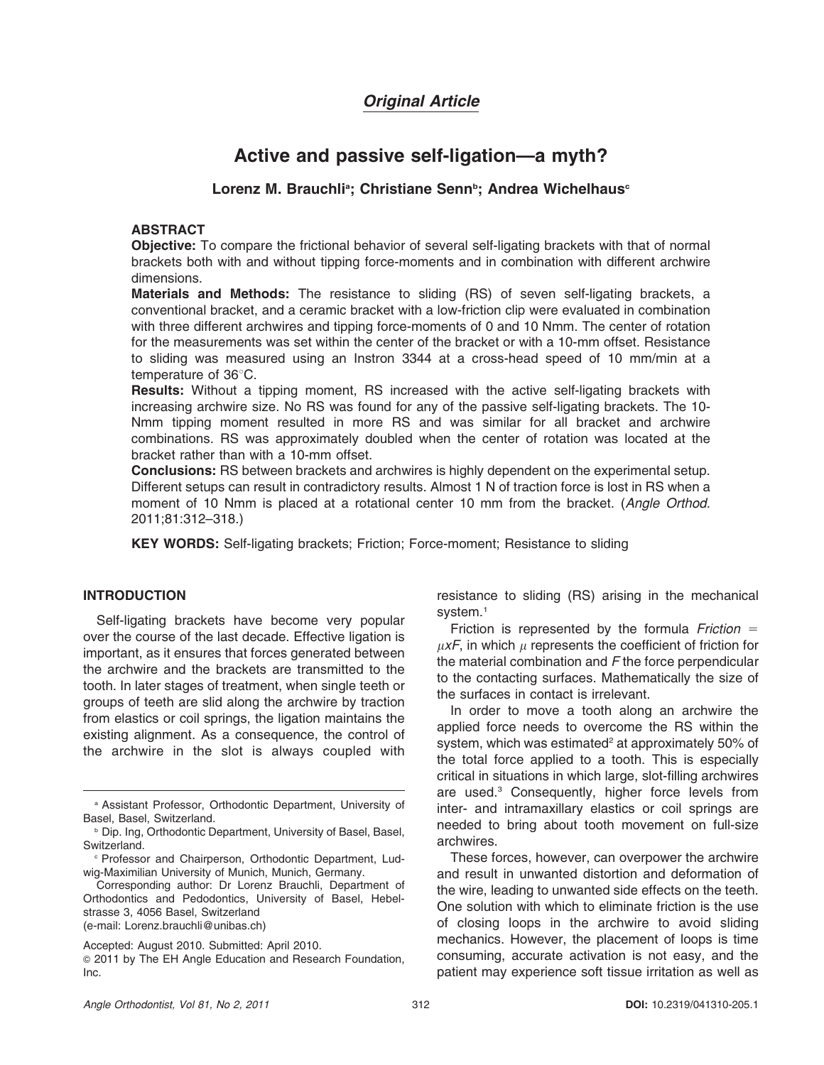*Original Article*

# Active and passive self-ligation—a myth?

**Lorenz M. Brauchli[a]; Christiane Senn[b]; Andrea Wichelhaus[c]**

## ABSTRACT

**Objective:** To compare the frictional behavior of several self-ligating brackets with that of normal brackets both with and without tipping force-moments and in combination with different archwire dimensions.

**Materials and Methods:** The resistance to sliding (RS) of seven self-ligating brackets, a conventional bracket, and a ceramic bracket with a low-friction clip were evaluated in combination with three different archwires and tipping force-moments of 0 and 10 Nmm. The center of rotation for the measurements was set within the center of the bracket or with a 10-mm offset. Resistance to sliding was measured using an Instron 3344 at a cross-head speed of 10 mm/min at a temperature of 36°C.

**Results:** Without a tipping moment, RS increased with the active self-ligating brackets with increasing archwire size. No RS was found for any of the passive self-ligating brackets. The 10-Nmm tipping moment resulted in more RS and was similar for all bracket and archwire combinations. RS was approximately doubled when the center of rotation was located at the bracket rather than with a 10-mm offset.

**Conclusions:** RS between brackets and archwires is highly dependent on the experimental setup. Different setups can result in contradictory results. Almost 1 N of traction force is lost in RS when a moment of 10 Nmm is placed at a rotational center 10 mm from the bracket. (*Angle Orthod.* 2011;81:312–318.)

**KEY WORDS:** Self-ligating brackets; Friction; Force-moment; Resistance to sliding

## INTRODUCTION

Self-ligating brackets have become very popular over the course of the last decade. Effective ligation is important, as it ensures that forces generated between the archwire and the brackets are transmitted to the tooth. In later stages of treatment, when single teeth or groups of teeth are slid along the archwire by traction from elastics or coil springs, the ligation maintains the existing alignment. As a consequence, the control of the archwire in the slot is always coupled with resistance to sliding (RS) arising in the mechanical system.[1]

Friction is represented by the formula $Friction = \mu x F$, in which $\mu$ represents the coefficient of friction for the material combination and $F$ the force perpendicular to the contacting surfaces. Mathematically the size of the surfaces in contact is irrelevant.

In order to move a tooth along an archwire the applied force needs to overcome the RS within the system, which was estimated[2] at approximately 50% of the total force applied to a tooth. This is especially critical in situations in which large, slot-filling archwires are used.[3] Consequently, higher force levels from inter- and intramaxillary elastics or coil springs are needed to bring about tooth movement on full-size archwires.

These forces, however, can overpower the archwire and result in unwanted distortion and deformation of the wire, leading to unwanted side effects on the teeth. One solution with which to eliminate friction is the use of closing loops in the archwire to avoid sliding mechanics. However, the placement of loops is time consuming, accurate activation is not easy, and the patient may experience soft tissue irritation as well as

---

[a] Assistant Professor, Orthodontic Department, University of Basel, Basel, Switzerland.

[b] Dip. Ing, Orthodontic Department, University of Basel, Basel, Switzerland.

[c] Professor and Chairperson, Orthodontic Department, Ludwig-Maximilian University of Munich, Munich, Germany.

Corresponding author: Dr Lorenz Brauchli, Department of Orthodontics and Pedodontics, University of Basel, Hebelstrasse 3, 4056 Basel, Switzerland
(e-mail: Lorenz.brauchli@unibas.ch)

Accepted: August 2010. Submitted: April 2010.

© 2011 by The EH Angle Education and Research Foundation, Inc.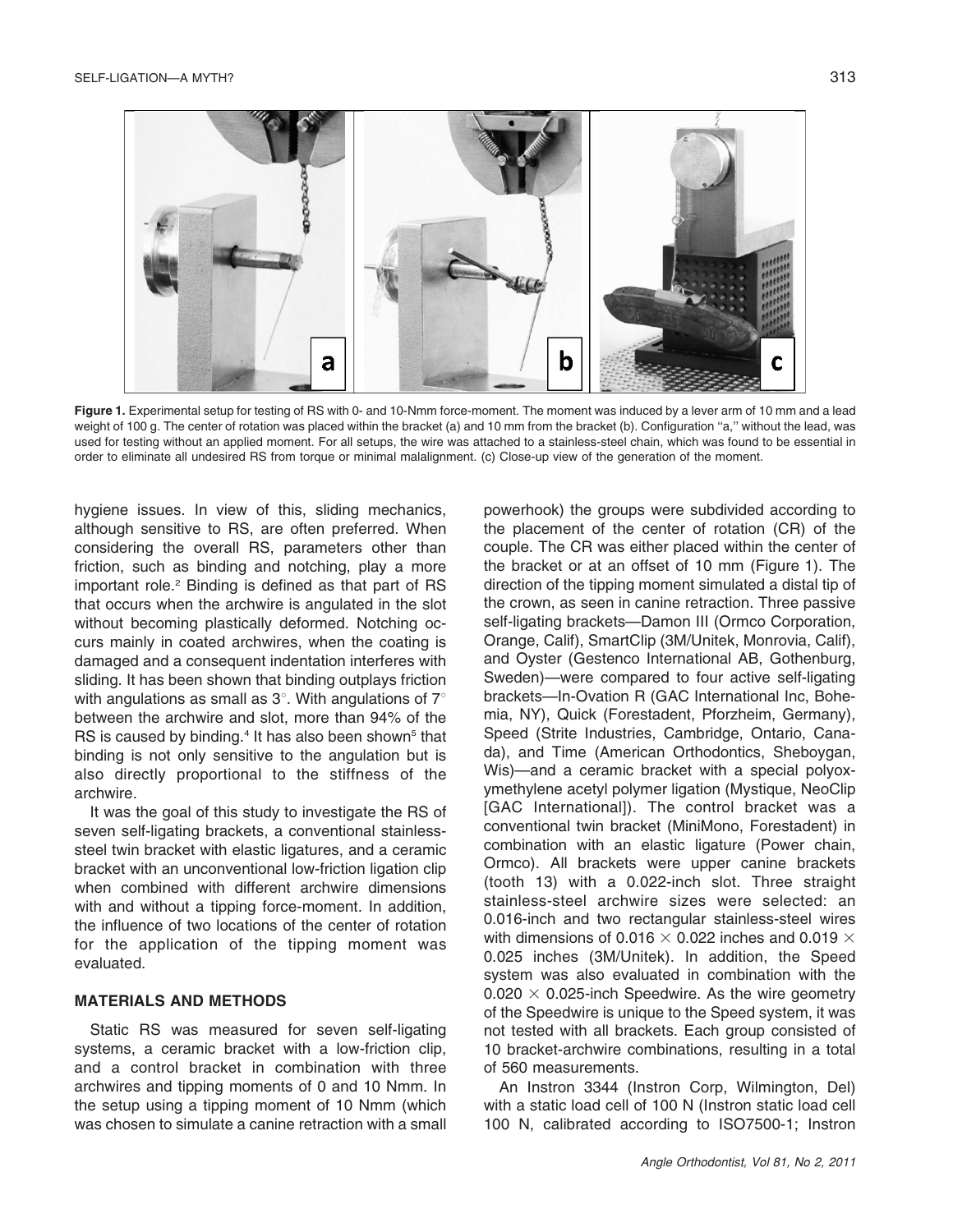Figure 1. Experimental setup for testing of RS with 0- and 10-Nmm force-moment. The moment was induced by a lever arm of 10 mm and a lead weight of 100 g. The center of rotation was placed within the bracket (a) and 10 mm from the bracket (b). Configuration "a," without the lead, was used for testing without an applied moment. For all setups, the wire was attached to a stainless-steel chain, which was found to be essential in order to eliminate all undesired RS from torque or minimal malalignment. (c) Close-up view of the generation of the moment.

hygiene issues. In view of this, sliding mechanics, although sensitive to RS, are often preferred. When considering the overall RS, parameters other than friction, such as binding and notching, play a more important role.[2] Binding is defined as that part of RS that occurs when the archwire is angulated in the slot without becoming plastically deformed. Notching occurs mainly in coated archwires, when the coating is damaged and a consequent indentation interferes with sliding. It has been shown that binding outplays friction with angulations as small as 3°. With angulations of 7° between the archwire and slot, more than 94% of the RS is caused by binding.[4] It has also been shown[5] that binding is not only sensitive to the angulation but is also directly proportional to the stiffness of the archwire.

It was the goal of this study to investigate the RS of seven self-ligating brackets, a conventional stainless-steel twin bracket with elastic ligatures, and a ceramic bracket with an unconventional low-friction ligation clip when combined with different archwire dimensions with and without a tipping force-moment. In addition, the influence of two locations of the center of rotation for the application of the tipping moment was evaluated.

## MATERIALS AND METHODS

Static RS was measured for seven self-ligating systems, a ceramic bracket with a low-friction clip, and a control bracket in combination with three archwires and tipping moments of 0 and 10 Nmm. In the setup using a tipping moment of 10 Nmm (which was chosen to simulate a canine retraction with a small powerhook) the groups were subdivided according to the placement of the center of rotation (CR) of the couple. The CR was either placed within the center of the bracket or at an offset of 10 mm (Figure 1). The direction of the tipping moment simulated a distal tip of the crown, as seen in canine retraction. Three passive self-ligating brackets—Damon III (Ormco Corporation, Orange, Calif), SmartClip (3M/Unitek, Monrovia, Calif), and Oyster (Gestenco International AB, Gothenburg, Sweden)—were compared to four active self-ligating brackets—In-Ovation R (GAC International Inc, Bohemia, NY), Quick (Forestadent, Pforzheim, Germany), Speed (Strite Industries, Cambridge, Ontario, Canada), and Time (American Orthodontics, Sheboygan, Wis)—and a ceramic bracket with a special polyoxymethylene acetyl polymer ligation (Mystique, NeoClip [GAC International]). The control bracket was a conventional twin bracket (MiniMono, Forestadent) in combination with an elastic ligature (Power chain, Ormco). All brackets were upper canine brackets (tooth 13) with a 0.022-inch slot. Three straight stainless-steel archwire sizes were selected: an 0.016-inch and two rectangular stainless-steel wires with dimensions of 0.016 × 0.022 inches and 0.019 × 0.025 inches (3M/Unitek). In addition, the Speed system was also evaluated in combination with the 0.020 × 0.025-inch Speedwire. As the wire geometry of the Speedwire is unique to the Speed system, it was not tested with all brackets. Each group consisted of 10 bracket-archwire combinations, resulting in a total of 560 measurements.

An Instron 3344 (Instron Corp, Wilmington, Del) with a static load cell of 100 N (Instron static load cell 100 N, calibrated according to ISO7500-1; Instron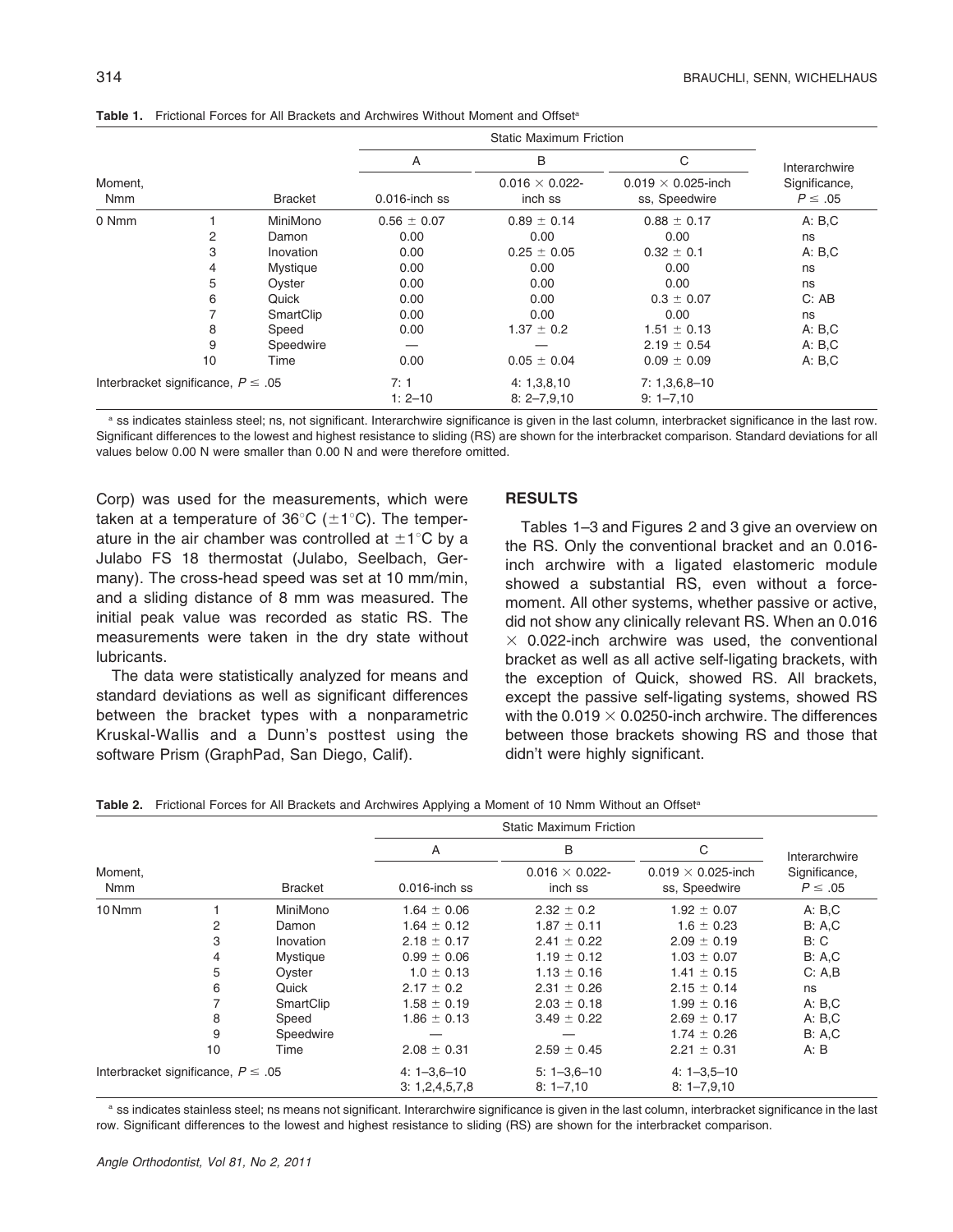**Table 1.** Frictional Forces for All Brackets and Archwires Without Moment and Offset[a]

| Moment, Nmm | | Bracket | Static Maximum Friction | | | Interarchwire Significance, $P \leq .05$ |
|---|---|---|---|---|---|---|
| | | | A | B | C | |
| | | | 0.016-inch ss | 0.016 × 0.022-inch ss | 0.019 × 0.025-inch ss, Speedwire | |
| 0 Nmm | 1 | MiniMono | 0.56 ± 0.07 | 0.89 ± 0.14 | 0.88 ± 0.17 | A: B,C |
| | 2 | Damon | 0.00 | 0.00 | 0.00 | ns |
| | 3 | Inovation | 0.00 | 0.25 ± 0.05 | 0.32 ± 0.1 | A: B,C |
| | 4 | Mystique | 0.00 | 0.00 | 0.00 | ns |
| | 5 | Oyster | 0.00 | 0.00 | 0.00 | ns |
| | 6 | Quick | 0.00 | 0.00 | 0.3 ± 0.07 | C: AB |
| | 7 | SmartClip | 0.00 | 0.00 | 0.00 | ns |
| | 8 | Speed | 0.00 | 1.37 ± 0.2 | 1.51 ± 0.13 | A: B,C |
| | 9 | Speedwire | — | — | 2.19 ± 0.54 | A: B,C |
| | 10 | Time | 0.00 | 0.05 ± 0.04 | 0.09 ± 0.09 | A: B,C |
| Interbracket significance, $P \leq .05$ | | | 7: 1<br>1: 2–10 | 4: 1,3,8,10<br>8: 2–7,9,10 | 7: 1,3,6,8–10<br>9: 1–7,10 | |

[a] ss indicates stainless steel; ns, not significant. Interarchwire significance is given in the last column, interbracket significance in the last row. Significant differences to the lowest and highest resistance to sliding (RS) are shown for the interbracket comparison. Standard deviations for all values below 0.00 N were smaller than 0.00 N and were therefore omitted.

Corp) was used for the measurements, which were taken at a temperature of 36°C (±1°C). The temperature in the air chamber was controlled at ±1°C by a Julabo FS 18 thermostat (Julabo, Seelbach, Germany). The cross-head speed was set at 10 mm/min, and a sliding distance of 8 mm was measured. The initial peak value was recorded as static RS. The measurements were taken in the dry state without lubricants.

The data were statistically analyzed for means and standard deviations as well as significant differences between the bracket types with a nonparametric Kruskal-Wallis and a Dunn's posttest using the software Prism (GraphPad, San Diego, Calif).

## RESULTS

Tables 1–3 and Figures 2 and 3 give an overview on the RS. Only the conventional bracket and an 0.016-inch archwire with a ligated elastomeric module showed a substantial RS, even without a force-moment. All other systems, whether passive or active, did not show any clinically relevant RS. When an 0.016 × 0.022-inch archwire was used, the conventional bracket as well as all active self-ligating brackets, with the exception of Quick, showed RS. All brackets, except the passive self-ligating systems, showed RS with the 0.019 × 0.0250-inch archwire. The differences between those brackets showing RS and those that didn't were highly significant.

**Table 2.** Frictional Forces for All Brackets and Archwires Applying a Moment of 10 Nmm Without an Offset[a]

| Moment, Nmm | | Bracket | Static Maximum Friction | | | Interarchwire Significance, $P \leq .05$ |
|---|---|---|---|---|---|---|
| | | | A | B | C | |
| | | | 0.016-inch ss | 0.016 × 0.022-inch ss | 0.019 × 0.025-inch ss, Speedwire | |
| 10 Nmm | 1 | MiniMono | 1.64 ± 0.06 | 2.32 ± 0.2 | 1.92 ± 0.07 | A: B,C |
| | 2 | Damon | 1.64 ± 0.12 | 1.87 ± 0.11 | 1.6 ± 0.23 | B: A,C |
| | 3 | Inovation | 2.18 ± 0.17 | 2.41 ± 0.22 | 2.09 ± 0.19 | B: C |
| | 4 | Mystique | 0.99 ± 0.06 | 1.19 ± 0.12 | 1.03 ± 0.07 | B: A,C |
| | 5 | Oyster | 1.0 ± 0.13 | 1.13 ± 0.16 | 1.41 ± 0.15 | C: A,B |
| | 6 | Quick | 2.17 ± 0.2 | 2.31 ± 0.26 | 2.15 ± 0.14 | ns |
| | 7 | SmartClip | 1.58 ± 0.19 | 2.03 ± 0.18 | 1.99 ± 0.16 | A: B,C |
| | 8 | Speed | 1.86 ± 0.13 | 3.49 ± 0.22 | 2.69 ± 0.17 | A: B,C |
| | 9 | Speedwire | — | — | 1.74 ± 0.26 | B: A,C |
| | 10 | Time | 2.08 ± 0.31 | 2.59 ± 0.45 | 2.21 ± 0.31 | A: B |
| Interbracket significance, $P \leq .05$ | | | 4: 1–3,6–10<br>3: 1,2,4,5,7,8 | 5: 1–3,6–10<br>8: 1–7,10 | 4: 1–3,5–10<br>8: 1–7,9,10 | |

[a] ss indicates stainless steel; ns means not significant. Interarchwire significance is given in the last column, interbracket significance in the last row. Significant differences to the lowest and highest resistance to sliding (RS) are shown for the interbracket comparison.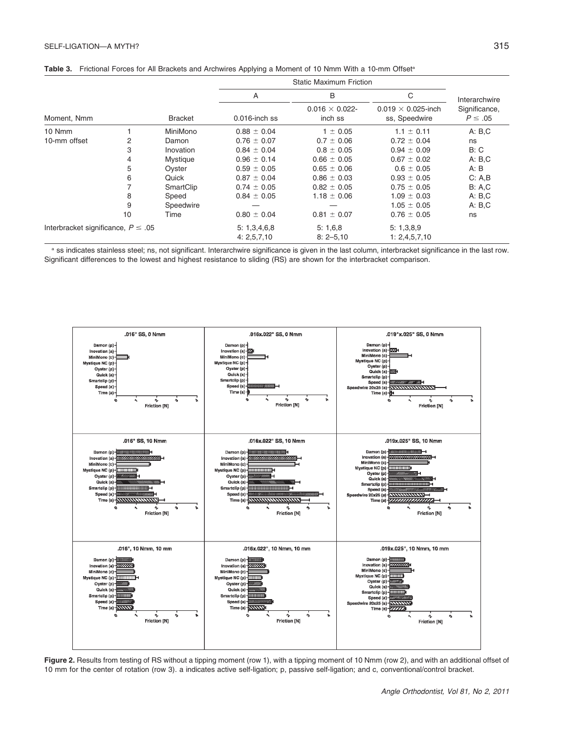**Table 3.** Frictional Forces for All Brackets and Archwires Applying a Moment of 10 Nmm With a 10-mm Offset[a]

| | | | Static Maximum Friction | | | |
|---|---|---|---|---|---|---|
| | | | A | B | C | Interarchwire |
| Moment, Nmm | | Bracket | 0.016-inch ss | 0.016 × 0.022-inch ss | 0.019 × 0.025-inch ss, Speedwire | Significance, $P \leq .05$ |
| 10 Nmm | 1 | MiniMono | 0.88 ± 0.04 | 1 ± 0.05 | 1.1 ± 0.11 | A: B,C |
| 10-mm offset | 2 | Damon | 0.76 ± 0.07 | 0.7 ± 0.06 | 0.72 ± 0.04 | ns |
| | 3 | Inovation | 0.84 ± 0.04 | 0.8 ± 0.05 | 0.94 ± 0.09 | B: C |
| | 4 | Mystique | 0.96 ± 0.14 | 0.66 ± 0.05 | 0.67 ± 0.02 | A: B,C |
| | 5 | Oyster | 0.59 ± 0.05 | 0.65 ± 0.06 | 0.6 ± 0.05 | A: B |
| | 6 | Quick | 0.87 ± 0.04 | 0.86 ± 0.03 | 0.93 ± 0.05 | C: A,B |
| | 7 | SmartClip | 0.74 ± 0.05 | 0.82 ± 0.05 | 0.75 ± 0.05 | B: A,C |
| | 8 | Speed | 0.84 ± 0.05 | 1.18 ± 0.06 | 1.09 ± 0.03 | A: B,C |
| | 9 | Speedwire | — | — | 1.05 ± 0.05 | A: B,C |
| | 10 | Time | 0.80 ± 0.04 | 0.81 ± 0.07 | 0.76 ± 0.05 | ns |
| Interbracket significance, $P \leq .05$ | | | 5: 1,3,4,6,8<br>4: 2,5,7,10 | 5: 1,6,8<br>8: 2–5,10 | 5: 1,3,8,9<br>1: 2,4,5,7,10 | |

[a] ss indicates stainless steel; ns, not significant. Interarchwire significance is given in the last column, interbracket significance in the last row. Significant differences to the lowest and highest resistance to sliding (RS) are shown for the interbracket comparison.

**Figure 2.** Results from testing of RS without a tipping moment (row 1), with a tipping moment of 10 Nmm (row 2), and with an additional offset of 10 mm for the center of rotation (row 3). a indicates active self-ligation; p, passive self-ligation; and c, conventional/control bracket.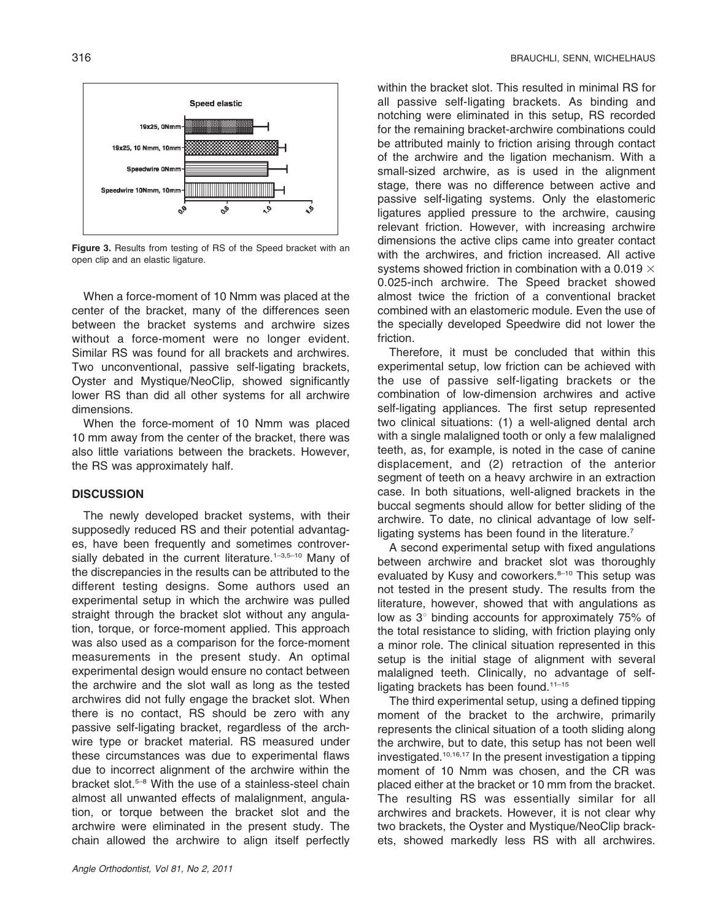**Figure 3.** Results from testing of RS of the Speed bracket with an open clip and an elastic ligature.

When a force-moment of 10 Nmm was placed at the center of the bracket, many of the differences seen between the bracket systems and archwire sizes without a force-moment were no longer evident. Similar RS was found for all brackets and archwires. Two unconventional, passive self-ligating brackets, Oyster and Mystique/NeoClip, showed significantly lower RS than did all other systems for all archwire dimensions.

When the force-moment of 10 Nmm was placed 10 mm away from the center of the bracket, there was also little variations between the brackets. However, the RS was approximately half.

## DISCUSSION

The newly developed bracket systems, with their supposedly reduced RS and their potential advantages, have been frequently and sometimes controversially debated in the current literature.[1–3,5–10] Many of the discrepancies in the results can be attributed to the different testing designs. Some authors used an experimental setup in which the archwire was pulled straight through the bracket slot without any angulation, torque, or force-moment applied. This approach was also used as a comparison for the force-moment measurements in the present study. An optimal experimental design would ensure no contact between the archwire and the slot wall as long as the tested archwires did not fully engage the bracket slot. When there is no contact, RS should be zero with any passive self-ligating bracket, regardless of the archwire type or bracket material. RS measured under these circumstances was due to experimental flaws due to incorrect alignment of the archwire within the bracket slot.[5–8] With the use of a stainless-steel chain almost all unwanted effects of malalignment, angulation, or torque between the bracket slot and the archwire were eliminated in the present study. The chain allowed the archwire to align itself perfectly within the bracket slot. This resulted in minimal RS for all passive self-ligating brackets. As binding and notching were eliminated in this setup, RS recorded for the remaining bracket-archwire combinations could be attributed mainly to friction arising through contact of the archwire and the ligation mechanism. With a small-sized archwire, as is used in the alignment stage, there was no difference between active and passive self-ligating systems. Only the elastomeric ligatures applied pressure to the archwire, causing relevant friction. However, with increasing archwire dimensions the active clips came into greater contact with the archwires, and friction increased. All active systems showed friction in combination with a 0.019 × 0.025-inch archwire. The Speed bracket showed almost twice the friction of a conventional bracket combined with an elastomeric module. Even the use of the specially developed Speedwire did not lower the friction.

Therefore, it must be concluded that within this experimental setup, low friction can be achieved with the use of passive self-ligating brackets or the combination of low-dimension archwires and active self-ligating appliances. The first setup represented two clinical situations: (1) a well-aligned dental arch with a single malaligned tooth or only a few malaligned teeth, as, for example, is noted in the case of canine displacement, and (2) retraction of the anterior segment of teeth on a heavy archwire in an extraction case. In both situations, well-aligned brackets in the buccal segments should allow for better sliding of the archwire. To date, no clinical advantage of low self-ligating systems has been found in the literature.[7]

A second experimental setup with fixed angulations between archwire and bracket slot was thoroughly evaluated by Kusy and coworkers.[8–10] This setup was not tested in the present study. The results from the literature, however, showed that with angulations as low as 3° binding accounts for approximately 75% of the total resistance to sliding, with friction playing only a minor role. The clinical situation represented in this setup is the initial stage of alignment with several malaligned teeth. Clinically, no advantage of self-ligating brackets has been found.[11–15]

The third experimental setup, using a defined tipping moment of the bracket to the archwire, primarily represents the clinical situation of a tooth sliding along the archwire, but to date, this setup has not been well investigated.[10,16,17] In the present investigation a tipping moment of 10 Nmm was chosen, and the CR was placed either at the bracket or 10 mm from the bracket. The resulting RS was essentially similar for all archwires and brackets. However, it is not clear why two brackets, the Oyster and Mystique/NeoClip brackets, showed markedly less RS with all archwires.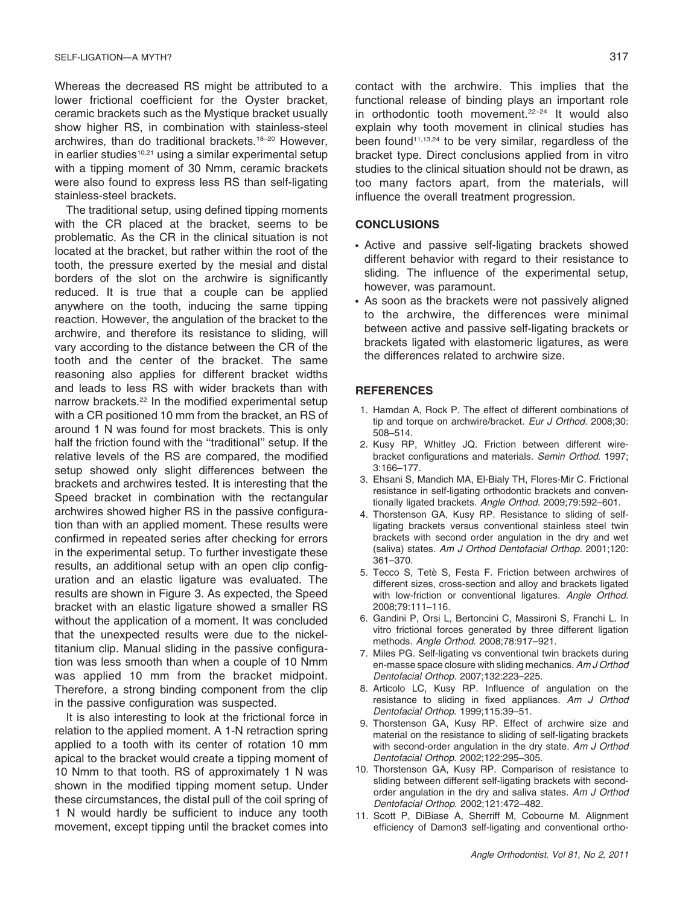Whereas the decreased RS might be attributed to a lower frictional coefficient for the Oyster bracket, ceramic brackets such as the Mystique bracket usually show higher RS, in combination with stainless-steel archwires, than do traditional brackets.[18–20] However, in earlier studies[10,21] using a similar experimental setup with a tipping moment of 30 Nmm, ceramic brackets were also found to express less RS than self-ligating stainless-steel brackets.

The traditional setup, using defined tipping moments with the CR placed at the bracket, seems to be problematic. As the CR in the clinical situation is not located at the bracket, but rather within the root of the tooth, the pressure exerted by the mesial and distal borders of the slot on the archwire is significantly reduced. It is true that a couple can be applied anywhere on the tooth, inducing the same tipping reaction. However, the angulation of the bracket to the archwire, and therefore its resistance to sliding, will vary according to the distance between the CR of the tooth and the center of the bracket. The same reasoning also applies for different bracket widths and leads to less RS with wider brackets than with narrow brackets.[22] In the modified experimental setup with a CR positioned 10 mm from the bracket, an RS of around 1 N was found for most brackets. This is only half the friction found with the "traditional" setup. If the relative levels of the RS are compared, the modified setup showed only slight differences between the brackets and archwires tested. It is interesting that the Speed bracket in combination with the rectangular archwires showed higher RS in the passive configuration than with an applied moment. These results were confirmed in repeated series after checking for errors in the experimental setup. To further investigate these results, an additional setup with an open clip configuration and an elastic ligature was evaluated. The results are shown in Figure 3. As expected, the Speed bracket with an elastic ligature showed a smaller RS without the application of a moment. It was concluded that the unexpected results were due to the nickel-titanium clip. Manual sliding in the passive configuration was less smooth than when a couple of 10 Nmm was applied 10 mm from the bracket midpoint. Therefore, a strong binding component from the clip in the passive configuration was suspected.

It is also interesting to look at the frictional force in relation to the applied moment. A 1-N retraction spring applied to a tooth with its center of rotation 10 mm apical to the bracket would create a tipping moment of 10 Nmm to that tooth. RS of approximately 1 N was shown in the modified tipping moment setup. Under these circumstances, the distal pull of the coil spring of 1 N would hardly be sufficient to induce any tooth movement, except tipping until the bracket comes into contact with the archwire. This implies that the functional release of binding plays an important role in orthodontic tooth movement.[22–24] It would also explain why tooth movement in clinical studies has been found[11,13,24] to be very similar, regardless of the bracket type. Direct conclusions applied from in vitro studies to the clinical situation should not be drawn, as too many factors apart, from the materials, will influence the overall treatment progression.

## CONCLUSIONS

- Active and passive self-ligating brackets showed different behavior with regard to their resistance to sliding. The influence of the experimental setup, however, was paramount.
- As soon as the brackets were not passively aligned to the archwire, the differences were minimal between active and passive self-ligating brackets or brackets ligated with elastomeric ligatures, as were the differences related to archwire size.

## REFERENCES

1. Hamdan A, Rock P. The effect of different combinations of tip and torque on archwire/bracket. *Eur J Orthod*. 2008;30: 508–514.
2. Kusy RP, Whitley JQ. Friction between different wire-bracket configurations and materials. *Semin Orthod*. 1997; 3:166–177.
3. Ehsani S, Mandich MA, El-Bialy TH, Flores-Mir C. Frictional resistance in self-ligating orthodontic brackets and conventionally ligated brackets. *Angle Orthod*. 2009;79:592–601.
4. Thorstenson GA, Kusy RP. Resistance to sliding of self-ligating brackets versus conventional stainless steel twin brackets with second order angulation in the dry and wet (saliva) states. *Am J Orthod Dentofacial Orthop*. 2001;120: 361–370.
5. Tecco S, Tetè S, Festa F. Friction between archwires of different sizes, cross-section and alloy and brackets ligated with low-friction or conventional ligatures. *Angle Orthod*. 2008;79:111–116.
6. Gandini P, Orsi L, Bertoncini C, Massironi S, Franchi L. In vitro frictional forces generated by three different ligation methods. *Angle Orthod*. 2008;78:917–921.
7. Miles PG. Self-ligating vs conventional twin brackets during en-masse space closure with sliding mechanics. *Am J Orthod Dentofacial Orthop*. 2007;132:223–225.
8. Articolo LC, Kusy RP. Influence of angulation on the resistance to sliding in fixed appliances. *Am J Orthod Dentofacial Orthop*. 1999;115:39–51.
9. Thorstenson GA, Kusy RP. Effect of archwire size and material on the resistance to sliding of self-ligating brackets with second-order angulation in the dry state. *Am J Orthod Dentofacial Orthop*. 2002;122:295–305.
10. Thorstenson GA, Kusy RP. Comparison of resistance to sliding between different self-ligating brackets with second-order angulation in the dry and saliva states. *Am J Orthod Dentofacial Orthop*. 2002;121:472–482.
11. Scott P, DiBiase A, Sherriff M, Cobourne M. Alignment efficiency of Damon3 self-ligating and conventional ortho-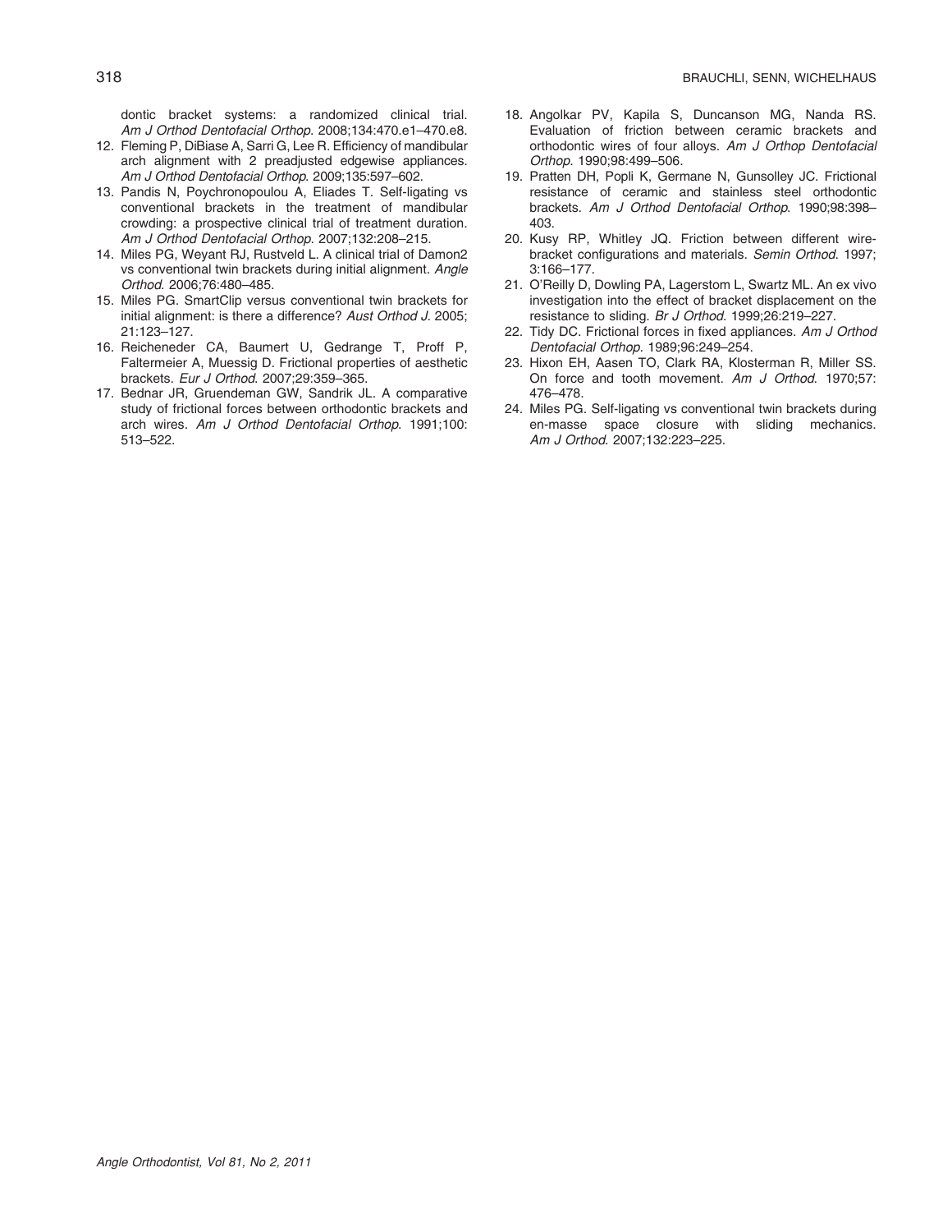dontic bracket systems: a randomized clinical trial. *Am J Orthod Dentofacial Orthop*. 2008;134:470.e1–470.e8.

12. Fleming P, DiBiase A, Sarri G, Lee R. Efficiency of mandibular arch alignment with 2 preadjusted edgewise appliances. *Am J Orthod Dentofacial Orthop*. 2009;135:597–602.
13. Pandis N, Poychronopoulou A, Eliades T. Self-ligating vs conventional brackets in the treatment of mandibular crowding: a prospective clinical trial of treatment duration. *Am J Orthod Dentofacial Orthop*. 2007;132:208–215.
14. Miles PG, Weyant RJ, Rustveld L. A clinical trial of Damon2 vs conventional twin brackets during initial alignment. *Angle Orthod*. 2006;76:480–485.
15. Miles PG. SmartClip versus conventional twin brackets for initial alignment: is there a difference? *Aust Orthod J*. 2005; 21:123–127.
16. Reicheneder CA, Baumert U, Gedrange T, Proff P, Faltermeier A, Muessig D. Frictional properties of aesthetic brackets. *Eur J Orthod*. 2007;29:359–365.
17. Bednar JR, Gruendeman GW, Sandrik JL. A comparative study of frictional forces between orthodontic brackets and arch wires. *Am J Orthod Dentofacial Orthop*. 1991;100: 513–522.
18. Angolkar PV, Kapila S, Duncanson MG, Nanda RS. Evaluation of friction between ceramic brackets and orthodontic wires of four alloys. *Am J Orthop Dentofacial Orthop*. 1990;98:499–506.
19. Pratten DH, Popli K, Germane N, Gunsolley JC. Frictional resistance of ceramic and stainless steel orthodontic brackets. *Am J Orthod Dentofacial Orthop*. 1990;98:398–403.
20. Kusy RP, Whitley JQ. Friction between different wire-bracket configurations and materials. *Semin Orthod*. 1997; 3:166–177.
21. O'Reilly D, Dowling PA, Lagerstom L, Swartz ML. An ex vivo investigation into the effect of bracket displacement on the resistance to sliding. *Br J Orthod*. 1999;26:219–227.
22. Tidy DC. Frictional forces in fixed appliances. *Am J Orthod Dentofacial Orthop*. 1989;96:249–254.
23. Hixon EH, Aasen TO, Clark RA, Klosterman R, Miller SS. On force and tooth movement. *Am J Orthod*. 1970;57: 476–478.
24. Miles PG. Self-ligating vs conventional twin brackets during en-masse space closure with sliding mechanics. *Am J Orthod*. 2007;132:223–225.